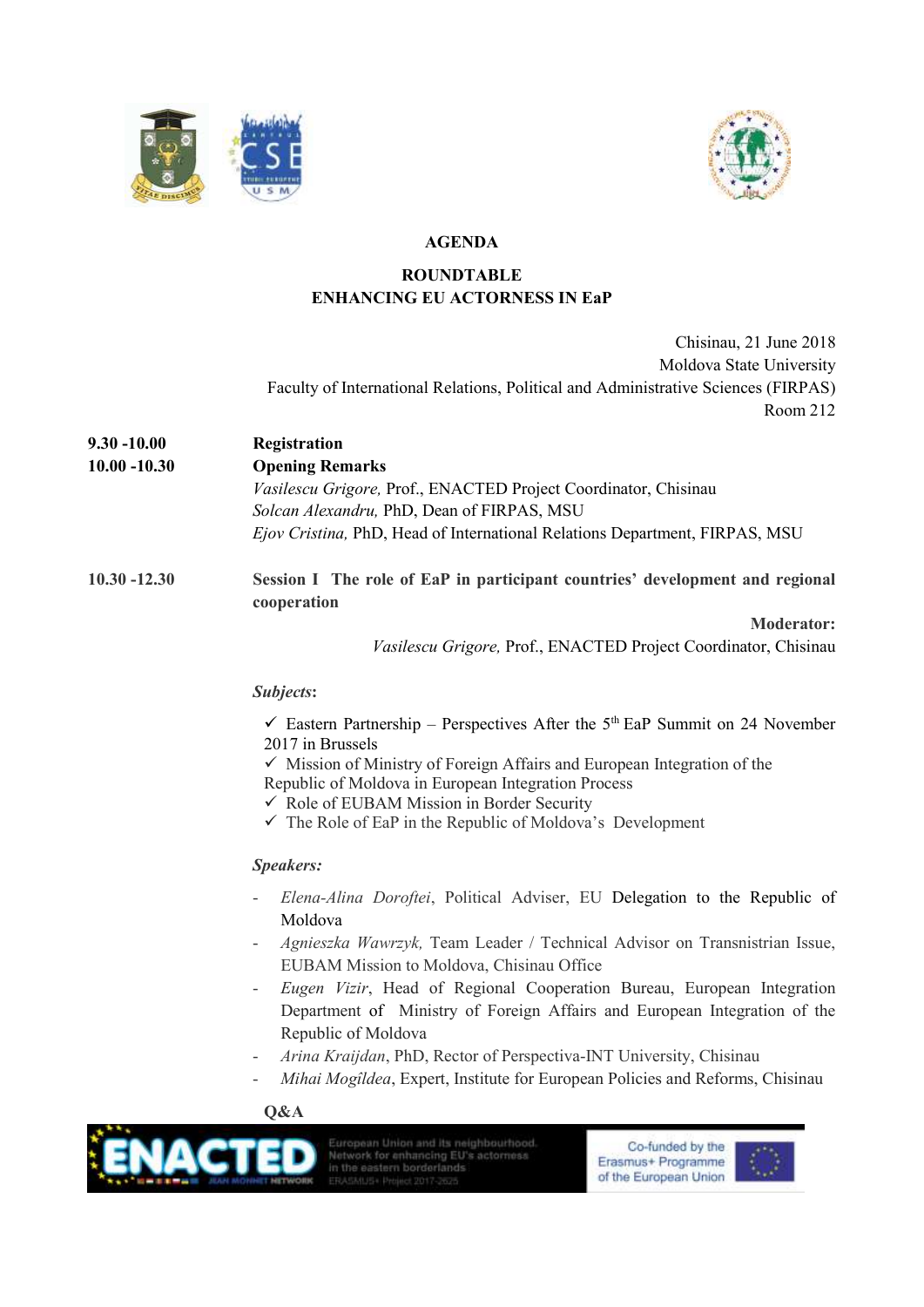**AGENDA**

**ROUNDTABLE**
**ENHANCING EU ACTORNESS IN EaP**

Chisinau, 21 June 2018
Moldova State University
Faculty of International Relations, Political and Administrative Sciences (FIRPAS)
Room 212

| | |
|---|---|
| **9.30 -10.00** | **Registration** |
| **10.00 -10.30** | **Opening Remarks**<br>*Vasilescu Grigore,* Prof., ENACTED Project Coordinator, Chisinau<br>*Solcan Alexandru,* PhD, Dean of FIRPAS, MSU<br>*Ejov Cristina,* PhD, Head of International Relations Department, FIRPAS, MSU |
| **10.30 -12.30** | **Session I The role of EaP in participant countries' development and regional cooperation** |

**Moderator:**
*Vasilescu Grigore,* Prof., ENACTED Project Coordinator, Chisinau

***Subjects*:**

- ✓ Eastern Partnership – Perspectives After the 5th EaP Summit on 24 November 2017 in Brussels
- ✓ Mission of Ministry of Foreign Affairs and European Integration of the Republic of Moldova in European Integration Process
- ✓ Role of EUBAM Mission in Border Security
- ✓ The Role of EaP in the Republic of Moldova's Development

***Speakers:***

- *Elena-Alina Doroftei*, Political Adviser, EU Delegation to the Republic of Moldova
- *Agnieszka Wawrzyk,* Team Leader / Technical Advisor on Transnistrian Issue, EUBAM Mission to Moldova, Chisinau Office
- *Eugen Vizir*, Head of Regional Cooperation Bureau, European Integration Department of Ministry of Foreign Affairs and European Integration of the Republic of Moldova
- *Arina Kraijdan*, PhD, Rector of Perspectiva-INT University, Chisinau
- *Mihai Mogîldea*, Expert, Institute for European Policies and Reforms, Chisinau

**Q&A**

ENACTED JEAN MONNET NETWORK — European Union and its neighbourhood. Network for enhancing EU's actorness in the eastern borderlands. ERASMUS+ Project 2017-2625

Co-funded by the Erasmus+ Programme of the European Union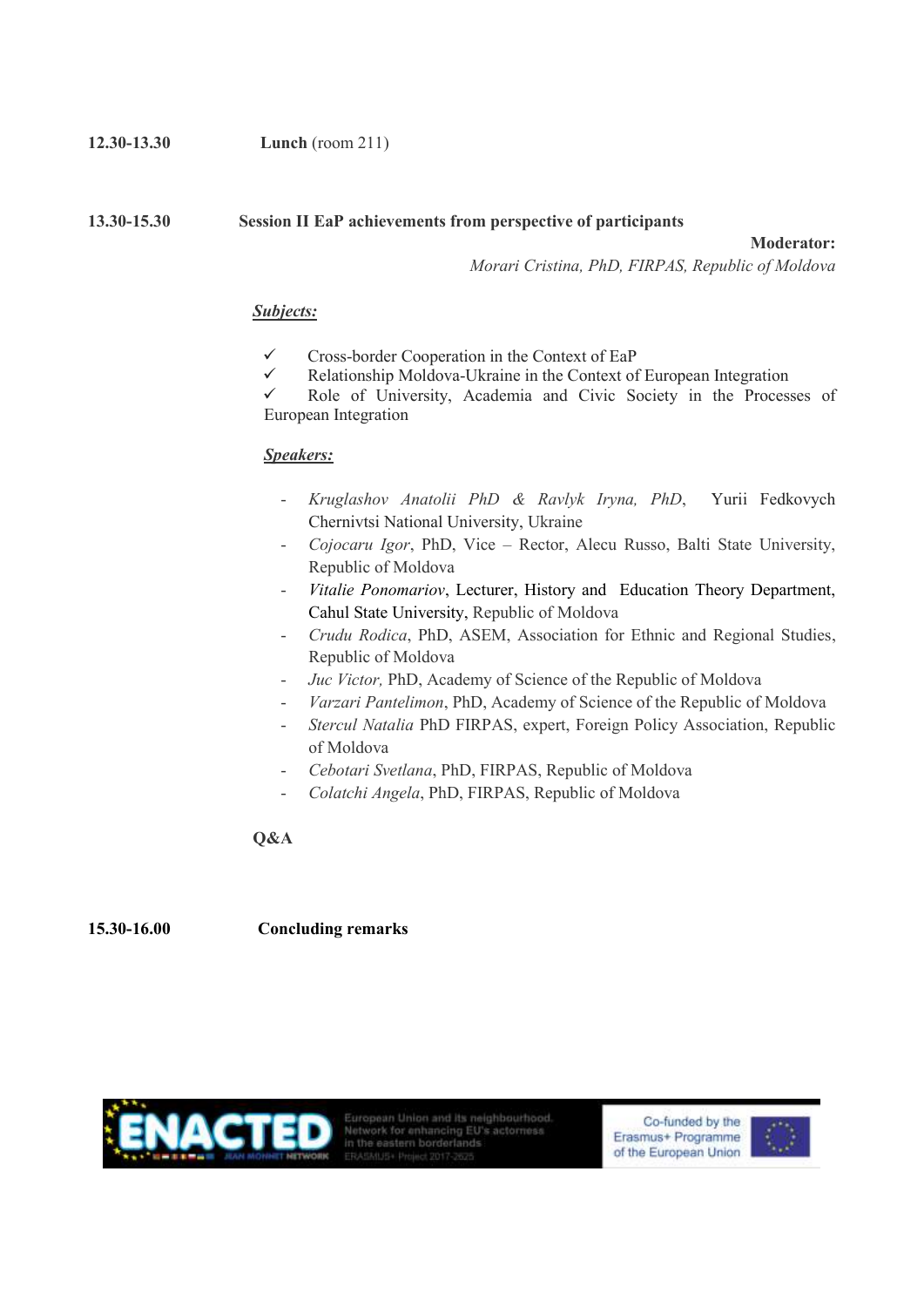**12.30-13.30** **Lunch** (room 211)

**13.30-15.30** **Session II EaP achievements from perspective of participants**

**Moderator:**
*Morari Cristina, PhD, FIRPAS, Republic of Moldova*

***Subjects:***

- ✓ Cross-border Cooperation in the Context of EaP
- ✓ Relationship Moldova-Ukraine in the Context of European Integration
- ✓ Role of University, Academia and Civic Society in the Processes of European Integration

***Speakers:***

- *Kruglashov Anatolii PhD & Ravlyk Iryna, PhD*, Yurii Fedkovych Chernivtsi National University, Ukraine
- *Cojocaru Igor*, PhD, Vice – Rector, Alecu Russo, Balti State University, Republic of Moldova
- *Vitalie Ponomariov*, Lecturer, History and Education Theory Department, Cahul State University, Republic of Moldova
- *Crudu Rodica*, PhD, ASEM, Association for Ethnic and Regional Studies, Republic of Moldova
- *Juc Victor,* PhD, Academy of Science of the Republic of Moldova
- *Varzari Pantelimon*, PhD, Academy of Science of the Republic of Moldova
- *Stercul Natalia* PhD FIRPAS, expert, Foreign Policy Association, Republic of Moldova
- *Cebotari Svetlana*, PhD, FIRPAS, Republic of Moldova
- *Colatchi Angela*, PhD, FIRPAS, Republic of Moldova

**Q&A**

**15.30-16.00** **Concluding remarks**

ENACTED JEAN MONNET NETWORK — European Union and its neighbourhood. Network for enhancing EU's actorness in the eastern borderlands. ERASMUS+ Project 2017-2625

Co-funded by the Erasmus+ Programme of the European Union